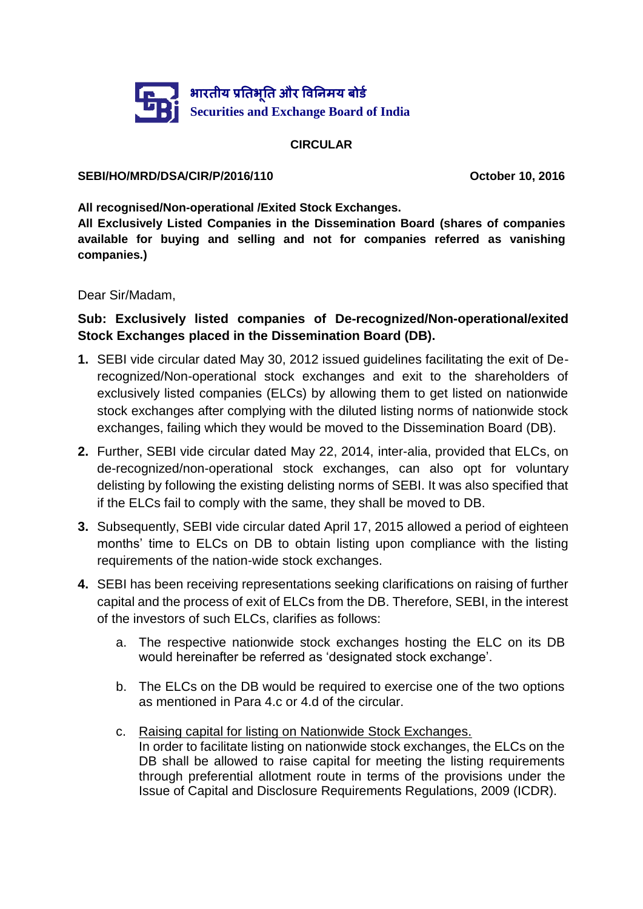भारतीय प्रतिभूति और विनिमय बोर्ड
**Securities and Exchange Board of India**

**CIRCULAR**

**SEBI/HO/MRD/DSA/CIR/P/2016/110** **October 10, 2016**

**All recognised/Non-operational /Exited Stock Exchanges.**
**All Exclusively Listed Companies in the Dissemination Board (shares of companies available for buying and selling and not for companies referred as vanishing companies.)**

Dear Sir/Madam,

**Sub: Exclusively listed companies of De-recognized/Non-operational/exited Stock Exchanges placed in the Dissemination Board (DB).**

**1.** SEBI vide circular dated May 30, 2012 issued guidelines facilitating the exit of De-recognized/Non-operational stock exchanges and exit to the shareholders of exclusively listed companies (ELCs) by allowing them to get listed on nationwide stock exchanges after complying with the diluted listing norms of nationwide stock exchanges, failing which they would be moved to the Dissemination Board (DB).

**2.** Further, SEBI vide circular dated May 22, 2014, inter-alia, provided that ELCs, on de-recognized/non-operational stock exchanges, can also opt for voluntary delisting by following the existing delisting norms of SEBI. It was also specified that if the ELCs fail to comply with the same, they shall be moved to DB.

**3.** Subsequently, SEBI vide circular dated April 17, 2015 allowed a period of eighteen months' time to ELCs on DB to obtain listing upon compliance with the listing requirements of the nation-wide stock exchanges.

**4.** SEBI has been receiving representations seeking clarifications on raising of further capital and the process of exit of ELCs from the DB. Therefore, SEBI, in the interest of the investors of such ELCs, clarifies as follows:

a. The respective nationwide stock exchanges hosting the ELC on its DB would hereinafter be referred as 'designated stock exchange'.

b. The ELCs on the DB would be required to exercise one of the two options as mentioned in Para 4.c or 4.d of the circular.

c. Raising capital for listing on Nationwide Stock Exchanges.
In order to facilitate listing on nationwide stock exchanges, the ELCs on the DB shall be allowed to raise capital for meeting the listing requirements through preferential allotment route in terms of the provisions under the Issue of Capital and Disclosure Requirements Regulations, 2009 (ICDR).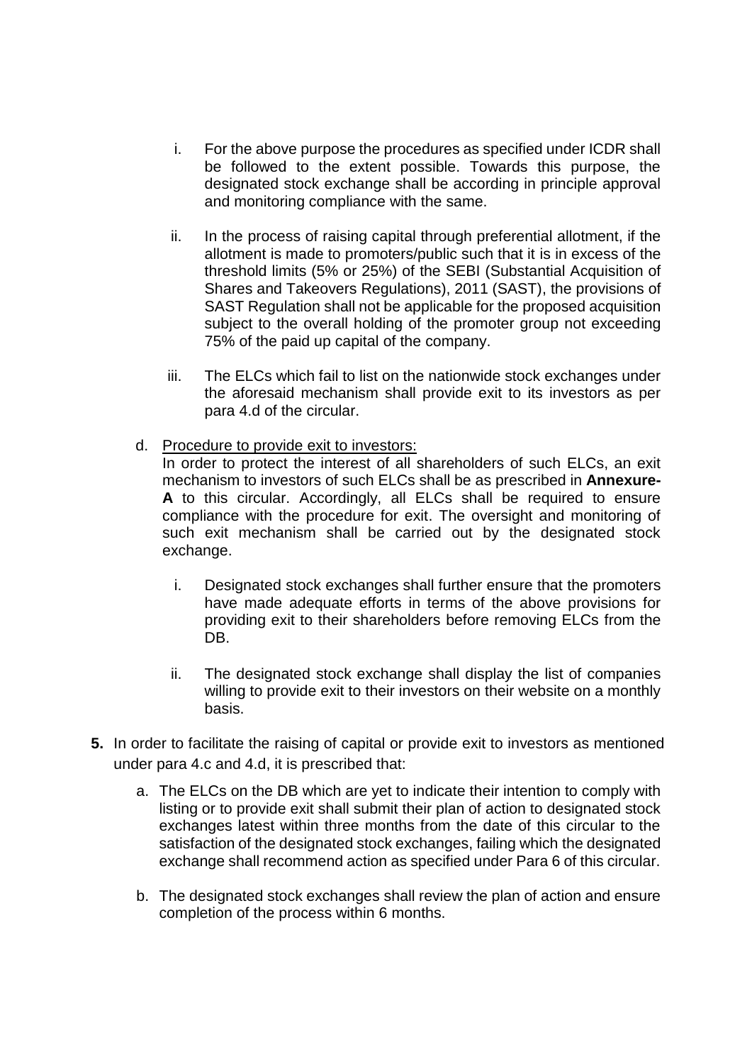i. For the above purpose the procedures as specified under ICDR shall be followed to the extent possible. Towards this purpose, the designated stock exchange shall be according in principle approval and monitoring compliance with the same.

   ii. In the process of raising capital through preferential allotment, if the allotment is made to promoters/public such that it is in excess of the threshold limits (5% or 25%) of the SEBI (Substantial Acquisition of Shares and Takeovers Regulations), 2011 (SAST), the provisions of SAST Regulation shall not be applicable for the proposed acquisition subject to the overall holding of the promoter group not exceeding 75% of the paid up capital of the company.

   iii. The ELCs which fail to list on the nationwide stock exchanges under the aforesaid mechanism shall provide exit to its investors as per para 4.d of the circular.

d. Procedure to provide exit to investors:
   In order to protect the interest of all shareholders of such ELCs, an exit mechanism to investors of such ELCs shall be as prescribed in **Annexure-A** to this circular. Accordingly, all ELCs shall be required to ensure compliance with the procedure for exit. The oversight and monitoring of such exit mechanism shall be carried out by the designated stock exchange.

   i. Designated stock exchanges shall further ensure that the promoters have made adequate efforts in terms of the above provisions for providing exit to their shareholders before removing ELCs from the DB.

   ii. The designated stock exchange shall display the list of companies willing to provide exit to their investors on their website on a monthly basis.

**5.** In order to facilitate the raising of capital or provide exit to investors as mentioned under para 4.c and 4.d, it is prescribed that:

   a. The ELCs on the DB which are yet to indicate their intention to comply with listing or to provide exit shall submit their plan of action to designated stock exchanges latest within three months from the date of this circular to the satisfaction of the designated stock exchanges, failing which the designated exchange shall recommend action as specified under Para 6 of this circular.

   b. The designated stock exchanges shall review the plan of action and ensure completion of the process within 6 months.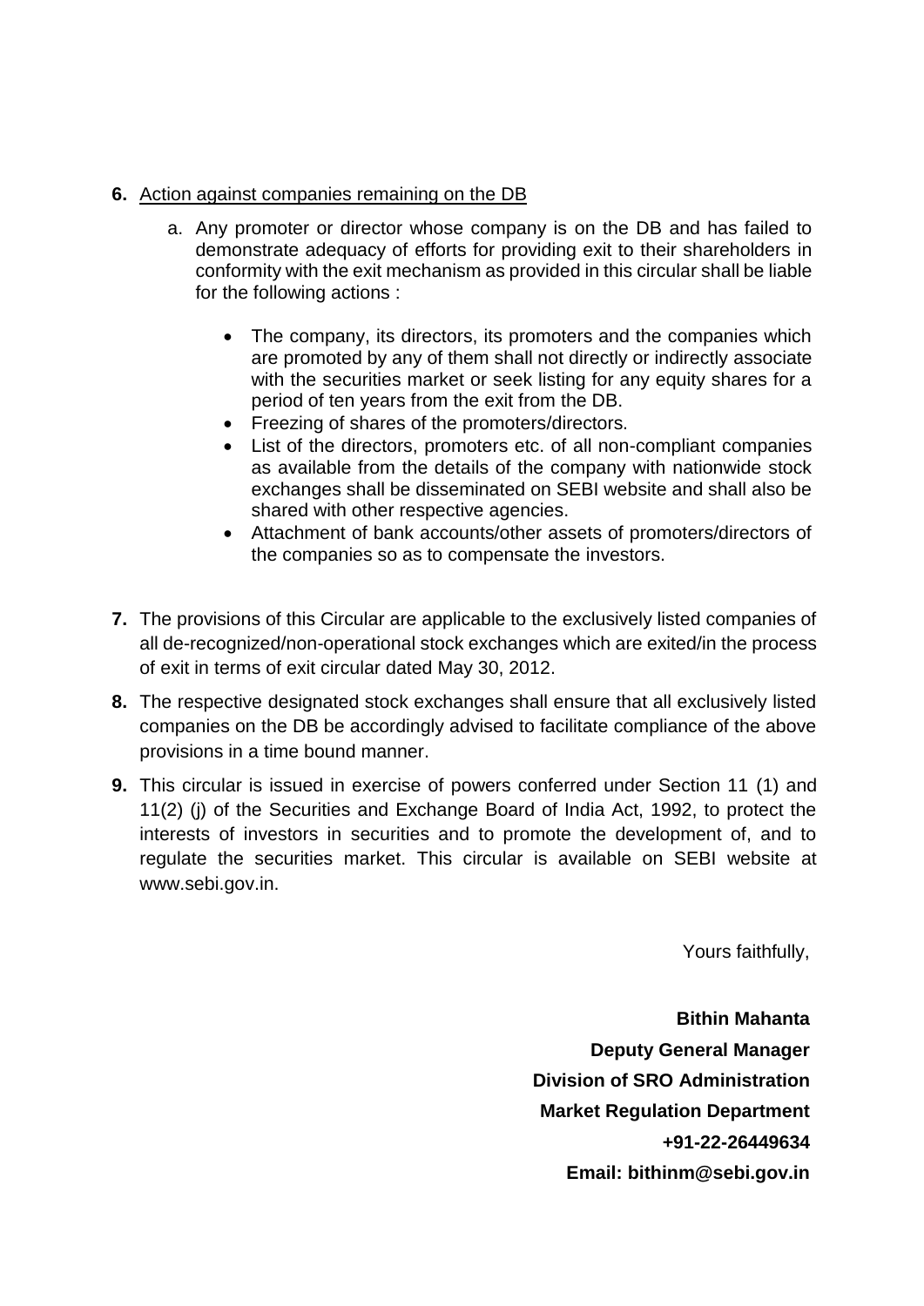**6.** <u>Action against companies remaining on the DB</u>

a. Any promoter or director whose company is on the DB and has failed to demonstrate adequacy of efforts for providing exit to their shareholders in conformity with the exit mechanism as provided in this circular shall be liable for the following actions :

- The company, its directors, its promoters and the companies which are promoted by any of them shall not directly or indirectly associate with the securities market or seek listing for any equity shares for a period of ten years from the exit from the DB.
- Freezing of shares of the promoters/directors.
- List of the directors, promoters etc. of all non-compliant companies as available from the details of the company with nationwide stock exchanges shall be disseminated on SEBI website and shall also be shared with other respective agencies.
- Attachment of bank accounts/other assets of promoters/directors of the companies so as to compensate the investors.

**7.** The provisions of this Circular are applicable to the exclusively listed companies of all de-recognized/non-operational stock exchanges which are exited/in the process of exit in terms of exit circular dated May 30, 2012.

**8.** The respective designated stock exchanges shall ensure that all exclusively listed companies on the DB be accordingly advised to facilitate compliance of the above provisions in a time bound manner.

**9.** This circular is issued in exercise of powers conferred under Section 11 (1) and 11(2) (j) of the Securities and Exchange Board of India Act, 1992, to protect the interests of investors in securities and to promote the development of, and to regulate the securities market. This circular is available on SEBI website at www.sebi.gov.in.

Yours faithfully,

**Bithin Mahanta**
**Deputy General Manager**
**Division of SRO Administration**
**Market Regulation Department**
**+91-22-26449634**
**Email: bithinm@sebi.gov.in**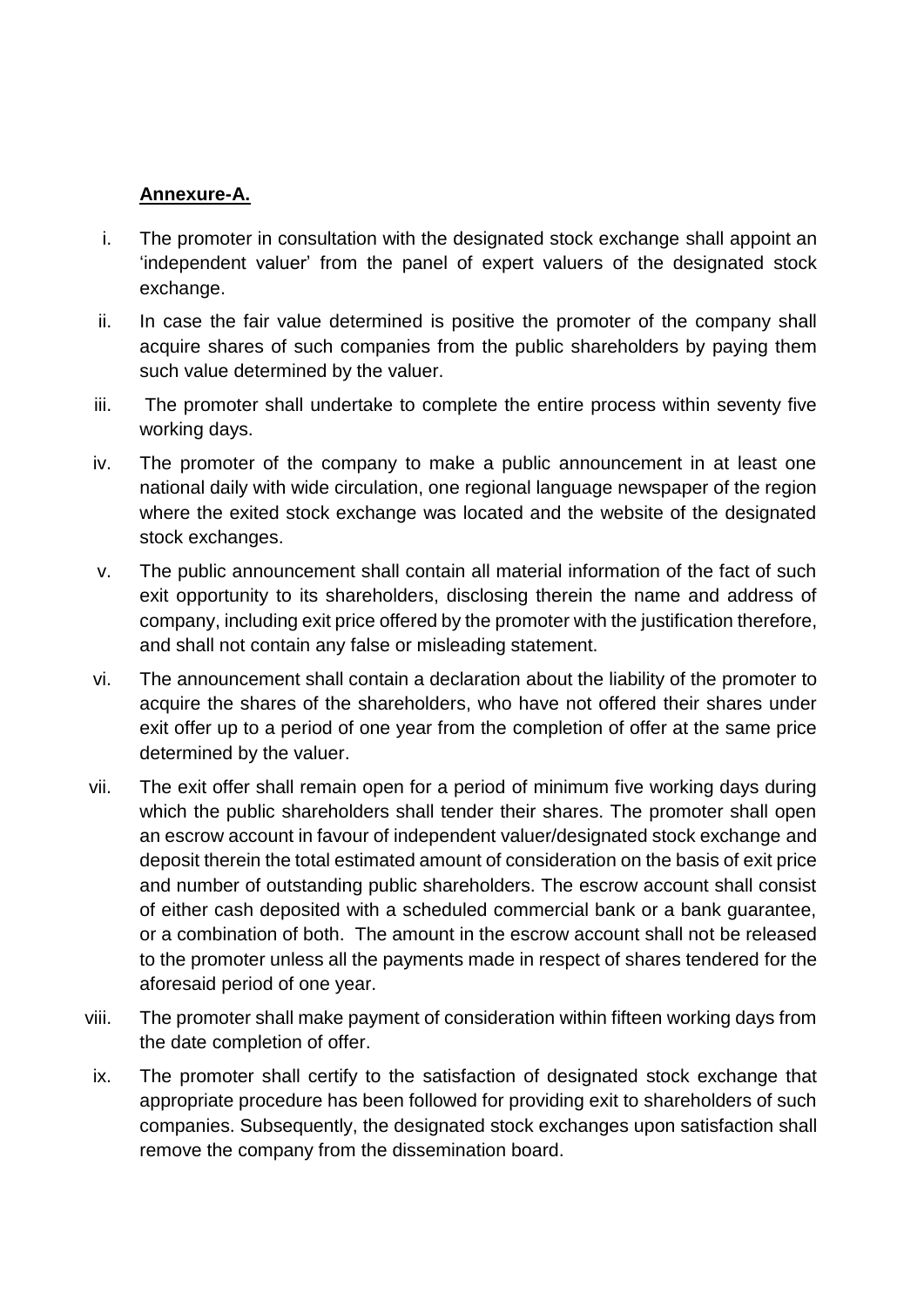**Annexure-A.**

i. The promoter in consultation with the designated stock exchange shall appoint an 'independent valuer' from the panel of expert valuers of the designated stock exchange.

ii. In case the fair value determined is positive the promoter of the company shall acquire shares of such companies from the public shareholders by paying them such value determined by the valuer.

iii. The promoter shall undertake to complete the entire process within seventy five working days.

iv. The promoter of the company to make a public announcement in at least one national daily with wide circulation, one regional language newspaper of the region where the exited stock exchange was located and the website of the designated stock exchanges.

v. The public announcement shall contain all material information of the fact of such exit opportunity to its shareholders, disclosing therein the name and address of company, including exit price offered by the promoter with the justification therefore, and shall not contain any false or misleading statement.

vi. The announcement shall contain a declaration about the liability of the promoter to acquire the shares of the shareholders, who have not offered their shares under exit offer up to a period of one year from the completion of offer at the same price determined by the valuer.

vii. The exit offer shall remain open for a period of minimum five working days during which the public shareholders shall tender their shares. The promoter shall open an escrow account in favour of independent valuer/designated stock exchange and deposit therein the total estimated amount of consideration on the basis of exit price and number of outstanding public shareholders. The escrow account shall consist of either cash deposited with a scheduled commercial bank or a bank guarantee, or a combination of both. The amount in the escrow account shall not be released to the promoter unless all the payments made in respect of shares tendered for the aforesaid period of one year.

viii. The promoter shall make payment of consideration within fifteen working days from the date completion of offer.

ix. The promoter shall certify to the satisfaction of designated stock exchange that appropriate procedure has been followed for providing exit to shareholders of such companies. Subsequently, the designated stock exchanges upon satisfaction shall remove the company from the dissemination board.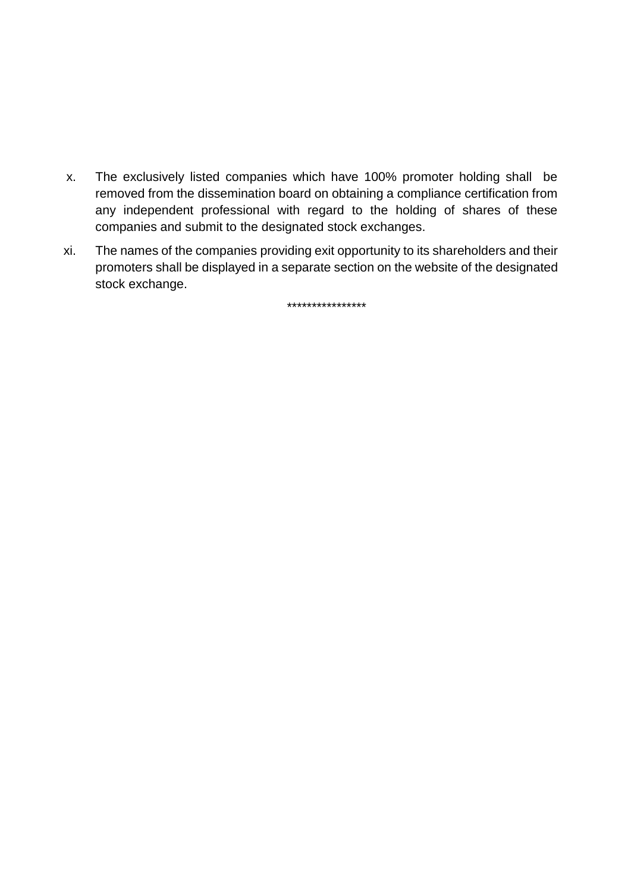x. The exclusively listed companies which have 100% promoter holding shall be removed from the dissemination board on obtaining a compliance certification from any independent professional with regard to the holding of shares of these companies and submit to the designated stock exchanges.

xi. The names of the companies providing exit opportunity to its shareholders and their promoters shall be displayed in a separate section on the website of the designated stock exchange.

****************